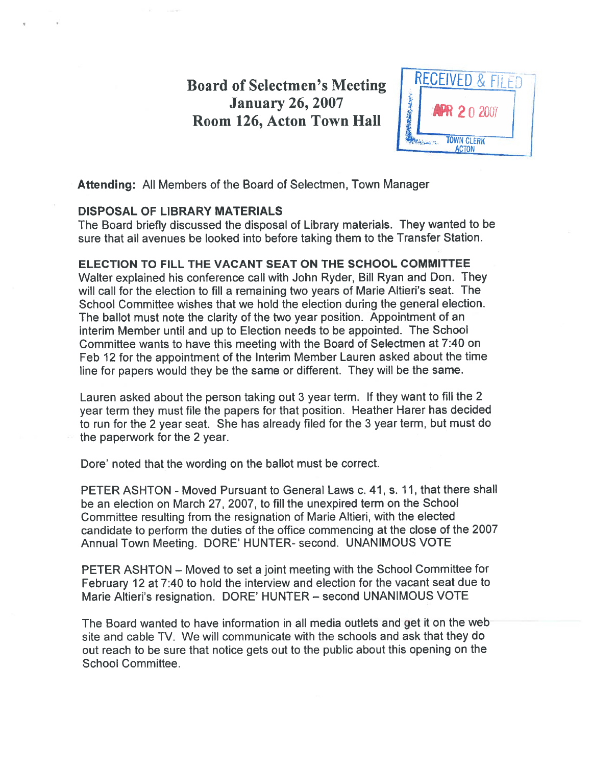# Board of Selectmen's Meeting
## January 26, 2007
## Room 126, Acton Town Hall

RECEIVED & FILED
APR 20 2007
TOWN CLERK
ACTON

**Attending:** All Members of the Board of Selectmen, Town Manager

**DISPOSAL OF LIBRARY MATERIALS**

The Board briefly discussed the disposal of Library materials. They wanted to be sure that all avenues be looked into before taking them to the Transfer Station.

**ELECTION TO FILL THE VACANT SEAT ON THE SCHOOL COMMITTEE**

Walter explained his conference call with John Ryder, Bill Ryan and Don. They will call for the election to fill a remaining two years of Marie Altieri's seat. The School Committee wishes that we hold the election during the general election. The ballot must note the clarity of the two year position. Appointment of an interim Member until and up to Election needs to be appointed. The School Committee wants to have this meeting with the Board of Selectmen at 7:40 on Feb 12 for the appointment of the Interim Member Lauren asked about the time line for papers would they be the same or different. They will be the same.

Lauren asked about the person taking out 3 year term. If they want to fill the 2 year term they must file the papers for that position. Heather Harer has decided to run for the 2 year seat. She has already filed for the 3 year term, but must do the paperwork for the 2 year.

Dore' noted that the wording on the ballot must be correct.

PETER ASHTON - Moved Pursuant to General Laws c. 41, s. 11, that there shall be an election on March 27, 2007, to fill the unexpired term on the School Committee resulting from the resignation of Marie Altieri, with the elected candidate to perform the duties of the office commencing at the close of the 2007 Annual Town Meeting. DORE' HUNTER- second. UNANIMOUS VOTE

PETER ASHTON – Moved to set a joint meeting with the School Committee for February 12 at 7:40 to hold the interview and election for the vacant seat due to Marie Altieri's resignation. DORE' HUNTER – second UNANIMOUS VOTE

The Board wanted to have information in all media outlets and get it on the web site and cable TV. We will communicate with the schools and ask that they do out reach to be sure that notice gets out to the public about this opening on the School Committee.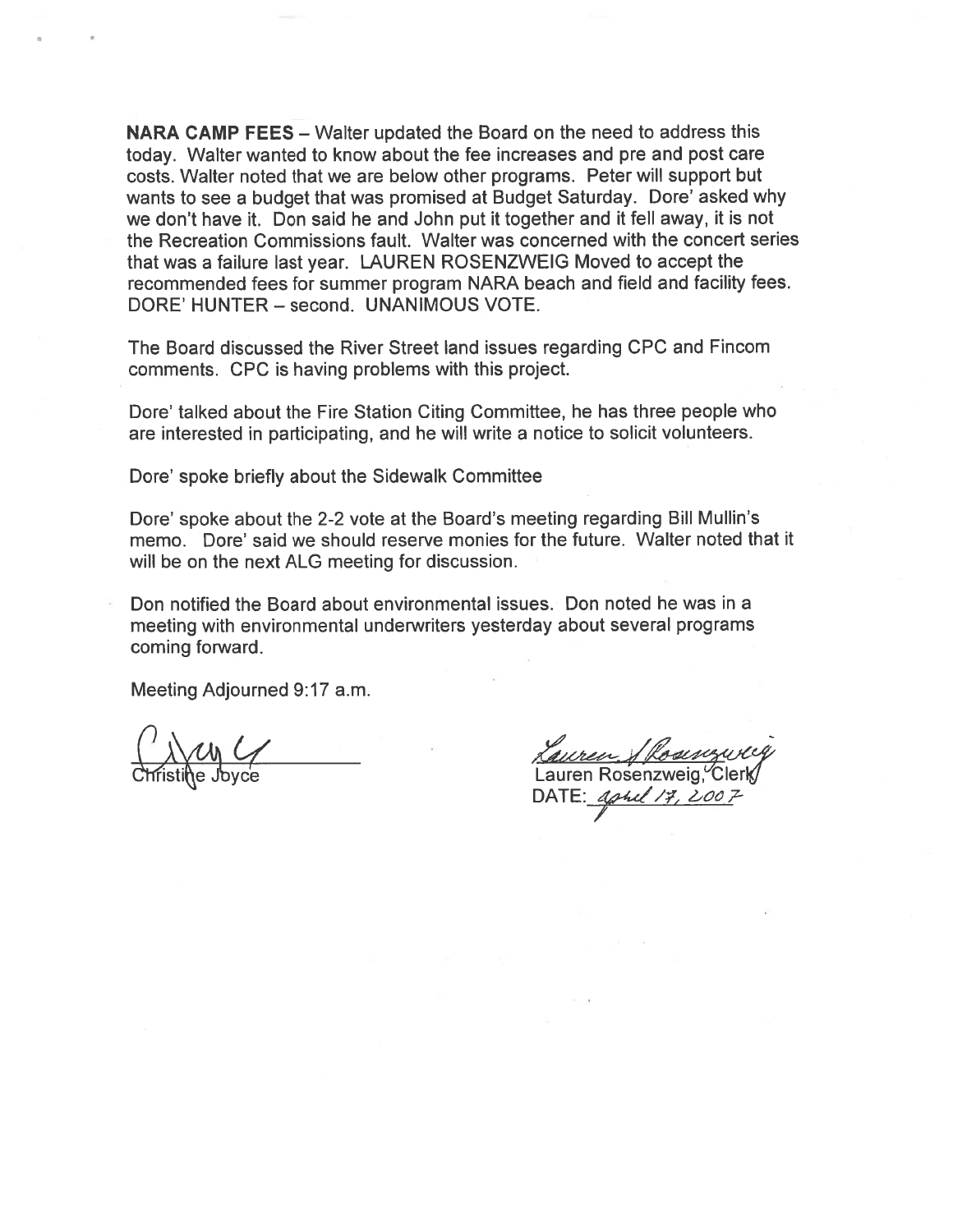**NARA CAMP FEES** – Walter updated the Board on the need to address this today. Walter wanted to know about the fee increases and pre and post care costs. Walter noted that we are below other programs. Peter will support but wants to see a budget that was promised at Budget Saturday. Dore' asked why we don't have it. Don said he and John put it together and it fell away, it is not the Recreation Commissions fault. Walter was concerned with the concert series that was a failure last year. LAUREN ROSENZWEIG Moved to accept the recommended fees for summer program NARA beach and field and facility fees. DORE' HUNTER – second. UNANIMOUS VOTE.

The Board discussed the River Street land issues regarding CPC and Fincom comments. CPC is having problems with this project.

Dore' talked about the Fire Station Citing Committee, he has three people who are interested in participating, and he will write a notice to solicit volunteers.

Dore' spoke briefly about the Sidewalk Committee

Dore' spoke about the 2-2 vote at the Board's meeting regarding Bill Mullin's memo. Dore' said we should reserve monies for the future. Walter noted that it will be on the next ALG meeting for discussion.

Don notified the Board about environmental issues. Don noted he was in a meeting with environmental underwriters yesterday about several programs coming forward.

Meeting Adjourned 9:17 a.m.

Christine Joyce

Lauren Rosenzweig, Clerk

DATE: April 17, 2007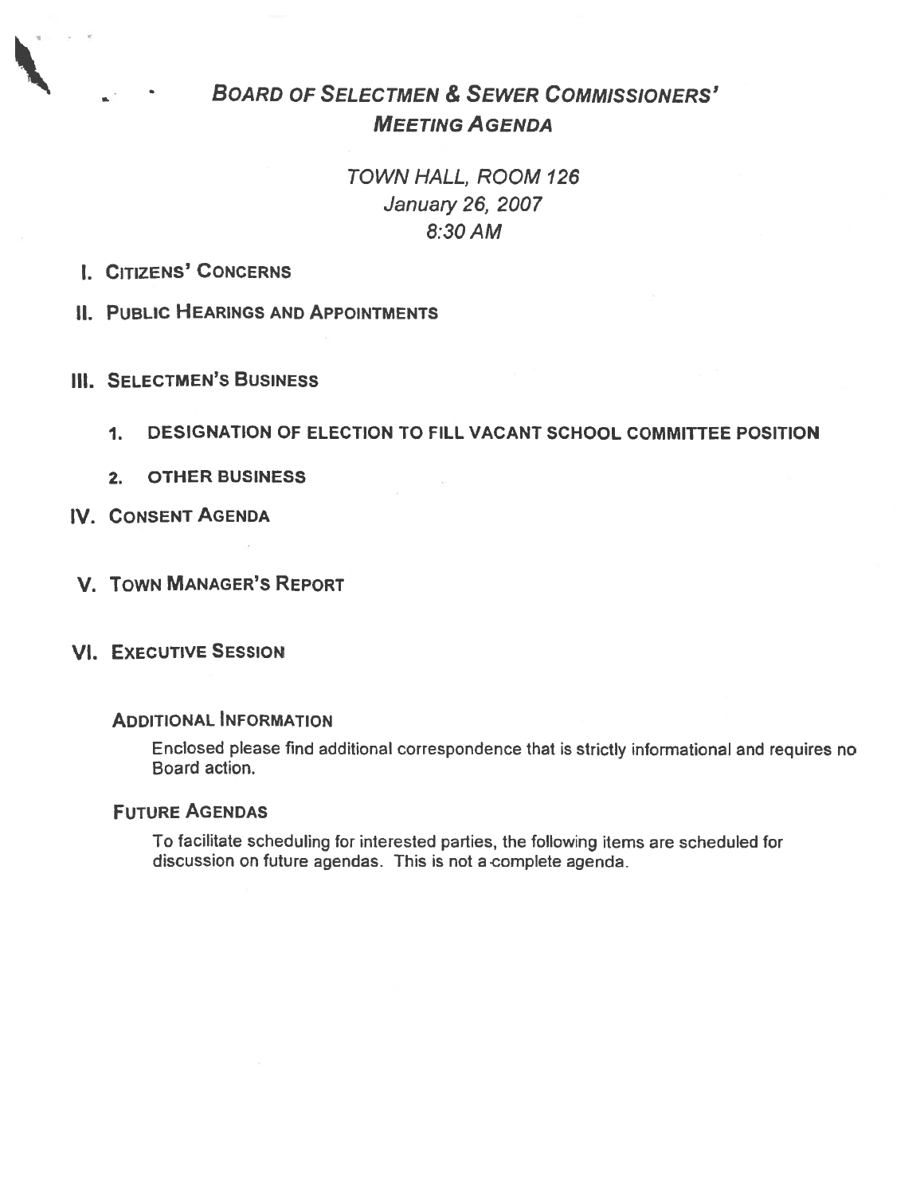# *BOARD OF SELECTMEN & SEWER COMMISSIONERS' MEETING AGENDA*

*TOWN HALL, ROOM 126*
*January 26, 2007*
*8:30 AM*

## I. CITIZENS' CONCERNS

## II. PUBLIC HEARINGS AND APPOINTMENTS

## III. SELECTMEN'S BUSINESS

1. **DESIGNATION OF ELECTION TO FILL VACANT SCHOOL COMMITTEE POSITION**
2. **OTHER BUSINESS**

## IV. CONSENT AGENDA

## V. TOWN MANAGER'S REPORT

## VI. EXECUTIVE SESSION

### ADDITIONAL INFORMATION

Enclosed please find additional correspondence that is strictly informational and requires no Board action.

### FUTURE AGENDAS

To facilitate scheduling for interested parties, the following items are scheduled for discussion on future agendas. This is not a complete agenda.